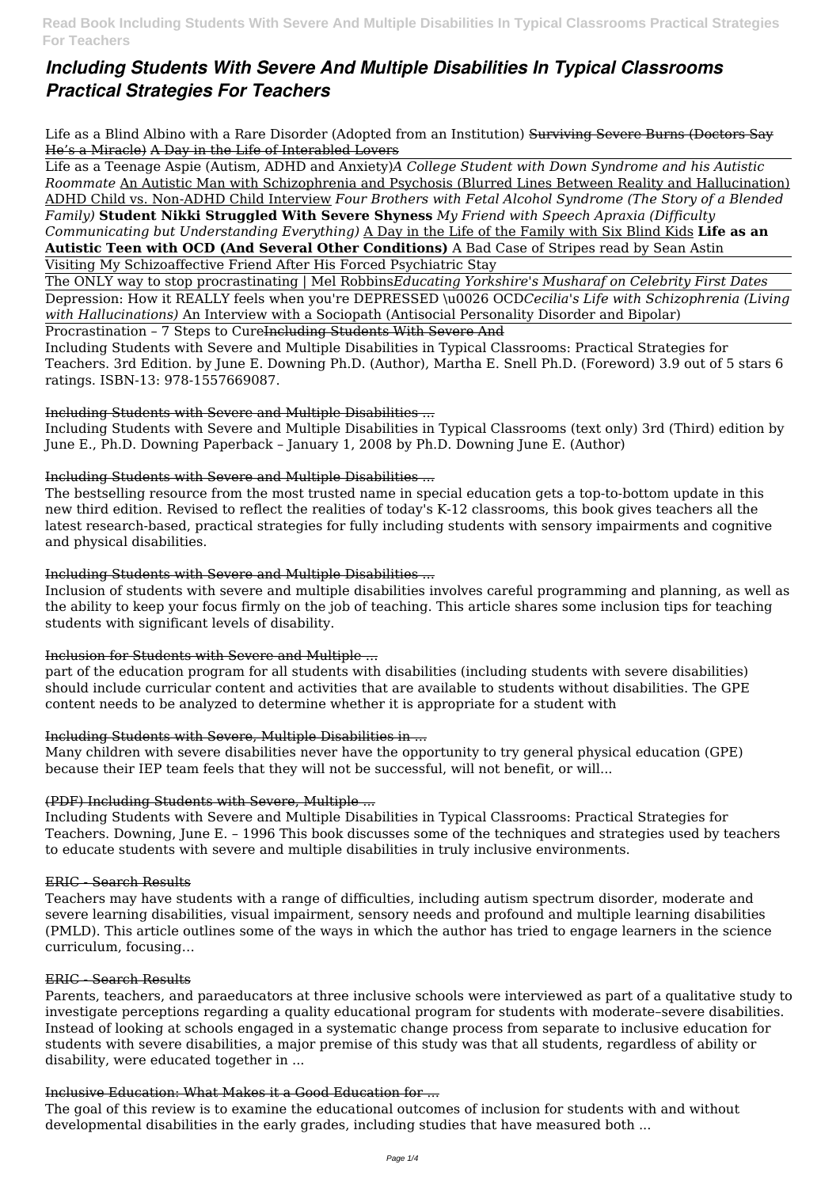# *Including Students With Severe And Multiple Disabilities In Typical Classrooms Practical Strategies For Teachers*

Life as a Blind Albino with a Rare Disorder (Adopted from an Institution) ~~Surviving Severe Burns (Doctors Say He's a Miracle)~~ A Day in the Life of Interabled Lovers

Life as a Teenage Aspie (Autism, ADHD and Anxiety)*A College Student with Down Syndrome and his Autistic Roommate* An Autistic Man with Schizophrenia and Psychosis (Blurred Lines Between Reality and Hallucination) ADHD Child vs. Non-ADHD Child Interview *Four Brothers with Fetal Alcohol Syndrome (The Story of a Blended Family)* **Student Nikki Struggled With Severe Shyness** *My Friend with Speech Apraxia (Difficulty Communicating but Understanding Everything)* A Day in the Life of the Family with Six Blind Kids **Life as an Autistic Teen with OCD (And Several Other Conditions)** A Bad Case of Stripes read by Sean Astin

Visiting My Schizoaffective Friend After His Forced Psychiatric Stay

The ONLY way to stop procrastinating | Mel Robbins*Educating Yorkshire's Musharaf on Celebrity First Dates*

Depression: How it REALLY feels when you're DEPRESSED \u0026 OCD*Cecilia's Life with Schizophrenia (Living with Hallucinations)* An Interview with a Sociopath (Antisocial Personality Disorder and Bipolar)

Procrastination – 7 Steps to Cure~~Including Students With Severe And~~

Including Students with Severe and Multiple Disabilities in Typical Classrooms: Practical Strategies for Teachers. 3rd Edition. by June E. Downing Ph.D. (Author), Martha E. Snell Ph.D. (Foreword) 3.9 out of 5 stars 6 ratings. ISBN-13: 978-1557669087.

Including Students with Severe and Multiple Disabilities ...

Including Students with Severe and Multiple Disabilities in Typical Classrooms (text only) 3rd (Third) edition by June E., Ph.D. Downing Paperback – January 1, 2008 by Ph.D. Downing June E. (Author)

Including Students with Severe and Multiple Disabilities ...

The bestselling resource from the most trusted name in special education gets a top-to-bottom update in this new third edition. Revised to reflect the realities of today's K-12 classrooms, this book gives teachers all the latest research-based, practical strategies for fully including students with sensory impairments and cognitive and physical disabilities.

Including Students with Severe and Multiple Disabilities ...

Inclusion of students with severe and multiple disabilities involves careful programming and planning, as well as the ability to keep your focus firmly on the job of teaching. This article shares some inclusion tips for teaching students with significant levels of disability.

Inclusion for Students with Severe and Multiple ...

part of the education program for all students with disabilities (including students with severe disabilities) should include curricular content and activities that are available to students without disabilities. The GPE content needs to be analyzed to determine whether it is appropriate for a student with

Including Students with Severe, Multiple Disabilities in ...

Many children with severe disabilities never have the opportunity to try general physical education (GPE) because their IEP team feels that they will not be successful, will not benefit, or will...

(PDF) Including Students with Severe, Multiple ...

Including Students with Severe and Multiple Disabilities in Typical Classrooms: Practical Strategies for Teachers. Downing, June E. – 1996 This book discusses some of the techniques and strategies used by teachers to educate students with severe and multiple disabilities in truly inclusive environments.

ERIC - Search Results

Teachers may have students with a range of difficulties, including autism spectrum disorder, moderate and severe learning disabilities, visual impairment, sensory needs and profound and multiple learning disabilities (PMLD). This article outlines some of the ways in which the author has tried to engage learners in the science curriculum, focusing...

ERIC - Search Results

Parents, teachers, and paraeducators at three inclusive schools were interviewed as part of a qualitative study to investigate perceptions regarding a quality educational program for students with moderate–severe disabilities. Instead of looking at schools engaged in a systematic change process from separate to inclusive education for students with severe disabilities, a major premise of this study was that all students, regardless of ability or disability, were educated together in ...

Inclusive Education: What Makes it a Good Education for ...

The goal of this review is to examine the educational outcomes of inclusion for students with and without developmental disabilities in the early grades, including studies that have measured both ...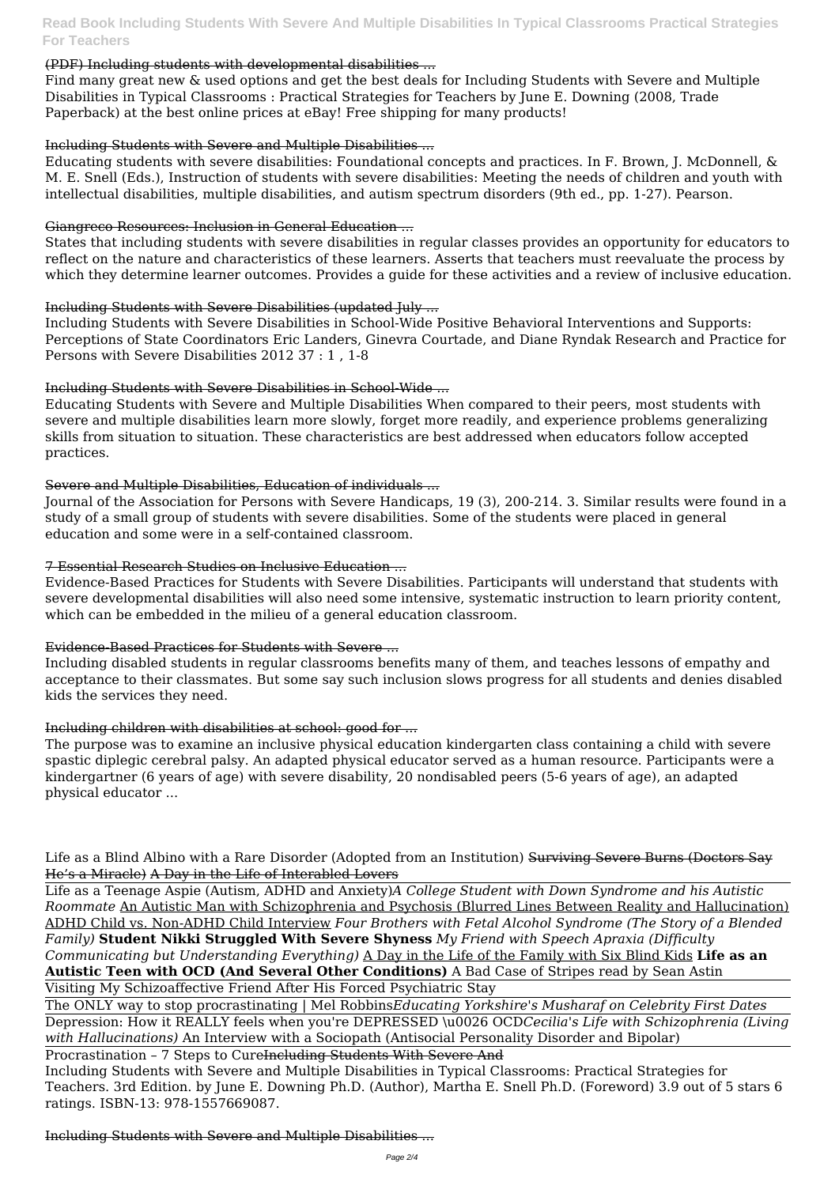## (PDF) Including students with developmental disabilities ...

Find many great new & used options and get the best deals for Including Students with Severe and Multiple Disabilities in Typical Classrooms : Practical Strategies for Teachers by June E. Downing (2008, Trade Paperback) at the best online prices at eBay! Free shipping for many products!

## Including Students with Severe and Multiple Disabilities ...

Educating students with severe disabilities: Foundational concepts and practices. In F. Brown, J. McDonnell, & M. E. Snell (Eds.), Instruction of students with severe disabilities: Meeting the needs of children and youth with intellectual disabilities, multiple disabilities, and autism spectrum disorders (9th ed., pp. 1-27). Pearson.

## Giangreco Resources: Inclusion in General Education ...

States that including students with severe disabilities in regular classes provides an opportunity for educators to reflect on the nature and characteristics of these learners. Asserts that teachers must reevaluate the process by which they determine learner outcomes. Provides a guide for these activities and a review of inclusive education.

## Including Students with Severe Disabilities (updated July ...

Including Students with Severe Disabilities in School-Wide Positive Behavioral Interventions and Supports: Perceptions of State Coordinators Eric Landers, Ginevra Courtade, and Diane Ryndak Research and Practice for Persons with Severe Disabilities 2012 37 : 1 , 1-8

## Including Students with Severe Disabilities in School-Wide ...

Educating Students with Severe and Multiple Disabilities When compared to their peers, most students with severe and multiple disabilities learn more slowly, forget more readily, and experience problems generalizing skills from situation to situation. These characteristics are best addressed when educators follow accepted practices.

## Severe and Multiple Disabilities, Education of individuals ...

Journal of the Association for Persons with Severe Handicaps, 19 (3), 200-214. 3. Similar results were found in a study of a small group of students with severe disabilities. Some of the students were placed in general education and some were in a self-contained classroom.

## 7 Essential Research Studies on Inclusive Education ...

Evidence-Based Practices for Students with Severe Disabilities. Participants will understand that students with severe developmental disabilities will also need some intensive, systematic instruction to learn priority content, which can be embedded in the milieu of a general education classroom.

## Evidence-Based Practices for Students with Severe ...

Including disabled students in regular classrooms benefits many of them, and teaches lessons of empathy and acceptance to their classmates. But some say such inclusion slows progress for all students and denies disabled kids the services they need.

## Including children with disabilities at school: good for ...

The purpose was to examine an inclusive physical education kindergarten class containing a child with severe spastic diplegic cerebral palsy. An adapted physical educator served as a human resource. Participants were a kindergartner (6 years of age) with severe disability, 20 nondisabled peers (5-6 years of age), an adapted physical educator ...

Life as a Blind Albino with a Rare Disorder (Adopted from an Institution) Surviving Severe Burns (Doctors Say He's a Miracle) A Day in the Life of Interabled Lovers

Life as a Teenage Aspie (Autism, ADHD and Anxiety)*A College Student with Down Syndrome and his Autistic Roommate* An Autistic Man with Schizophrenia and Psychosis (Blurred Lines Between Reality and Hallucination) ADHD Child vs. Non-ADHD Child Interview *Four Brothers with Fetal Alcohol Syndrome (The Story of a Blended Family)* **Student Nikki Struggled With Severe Shyness** *My Friend with Speech Apraxia (Difficulty Communicating but Understanding Everything)* A Day in the Life of the Family with Six Blind Kids **Life as an Autistic Teen with OCD (And Several Other Conditions)** A Bad Case of Stripes read by Sean Astin

Visiting My Schizoaffective Friend After His Forced Psychiatric Stay

The ONLY way to stop procrastinating | Mel Robbins*Educating Yorkshire's Musharaf on Celebrity First Dates*

Depression: How it REALLY feels when you're DEPRESSED \u0026 OCD*Cecilia's Life with Schizophrenia (Living with Hallucinations)* An Interview with a Sociopath (Antisocial Personality Disorder and Bipolar)

Procrastination – 7 Steps to CureIncluding Students With Severe And

Including Students with Severe and Multiple Disabilities in Typical Classrooms: Practical Strategies for Teachers. 3rd Edition. by June E. Downing Ph.D. (Author), Martha E. Snell Ph.D. (Foreword) 3.9 out of 5 stars 6 ratings. ISBN-13: 978-1557669087.

## Including Students with Severe and Multiple Disabilities ...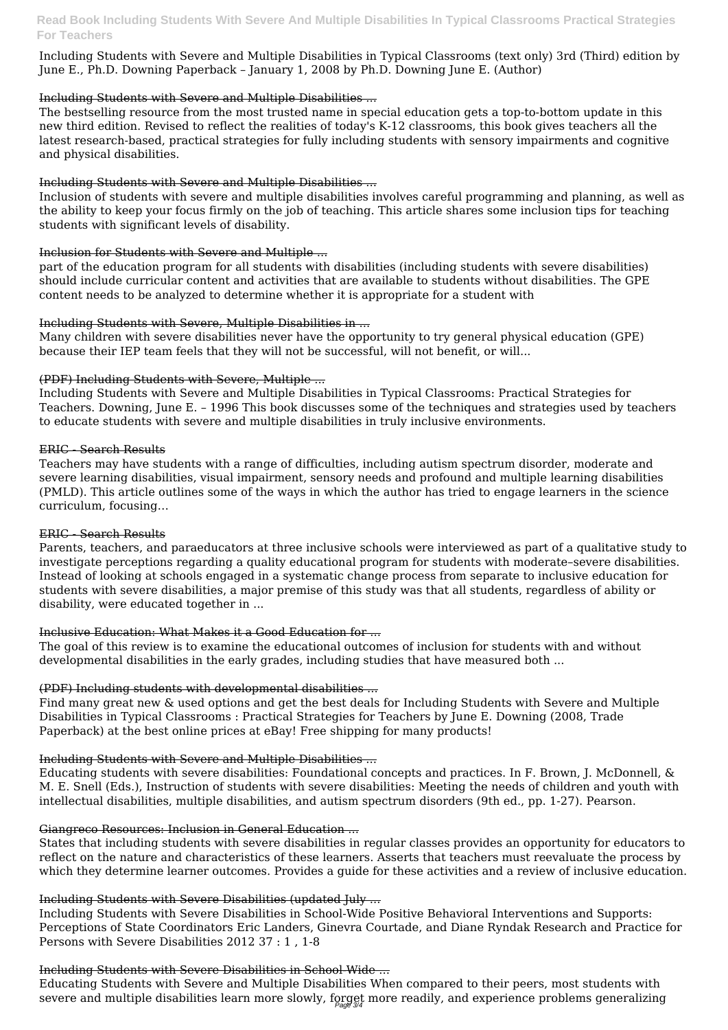Including Students with Severe and Multiple Disabilities in Typical Classrooms (text only) 3rd (Third) edition by June E., Ph.D. Downing Paperback – January 1, 2008 by Ph.D. Downing June E. (Author)

## Including Students with Severe and Multiple Disabilities ...

The bestselling resource from the most trusted name in special education gets a top-to-bottom update in this new third edition. Revised to reflect the realities of today's K-12 classrooms, this book gives teachers all the latest research-based, practical strategies for fully including students with sensory impairments and cognitive and physical disabilities.

## Including Students with Severe and Multiple Disabilities ...

Inclusion of students with severe and multiple disabilities involves careful programming and planning, as well as the ability to keep your focus firmly on the job of teaching. This article shares some inclusion tips for teaching students with significant levels of disability.

## Inclusion for Students with Severe and Multiple ...

part of the education program for all students with disabilities (including students with severe disabilities) should include curricular content and activities that are available to students without disabilities. The GPE content needs to be analyzed to determine whether it is appropriate for a student with

## Including Students with Severe, Multiple Disabilities in ...

Many children with severe disabilities never have the opportunity to try general physical education (GPE) because their IEP team feels that they will not be successful, will not benefit, or will...

## (PDF) Including Students with Severe, Multiple ...

Including Students with Severe and Multiple Disabilities in Typical Classrooms: Practical Strategies for Teachers. Downing, June E. – 1996 This book discusses some of the techniques and strategies used by teachers to educate students with severe and multiple disabilities in truly inclusive environments.

## ERIC - Search Results

Teachers may have students with a range of difficulties, including autism spectrum disorder, moderate and severe learning disabilities, visual impairment, sensory needs and profound and multiple learning disabilities (PMLD). This article outlines some of the ways in which the author has tried to engage learners in the science curriculum, focusing...

## ERIC - Search Results

Parents, teachers, and paraeducators at three inclusive schools were interviewed as part of a qualitative study to investigate perceptions regarding a quality educational program for students with moderate–severe disabilities. Instead of looking at schools engaged in a systematic change process from separate to inclusive education for students with severe disabilities, a major premise of this study was that all students, regardless of ability or disability, were educated together in ...

## Inclusive Education: What Makes it a Good Education for ...

The goal of this review is to examine the educational outcomes of inclusion for students with and without developmental disabilities in the early grades, including studies that have measured both ...

## (PDF) Including students with developmental disabilities ...

Find many great new & used options and get the best deals for Including Students with Severe and Multiple Disabilities in Typical Classrooms : Practical Strategies for Teachers by June E. Downing (2008, Trade Paperback) at the best online prices at eBay! Free shipping for many products!

## Including Students with Severe and Multiple Disabilities ...

Educating students with severe disabilities: Foundational concepts and practices. In F. Brown, J. McDonnell, & M. E. Snell (Eds.), Instruction of students with severe disabilities: Meeting the needs of children and youth with intellectual disabilities, multiple disabilities, and autism spectrum disorders (9th ed., pp. 1-27). Pearson.

## Giangreco Resources: Inclusion in General Education ...

States that including students with severe disabilities in regular classes provides an opportunity for educators to reflect on the nature and characteristics of these learners. Asserts that teachers must reevaluate the process by which they determine learner outcomes. Provides a guide for these activities and a review of inclusive education.

## Including Students with Severe Disabilities (updated July ...

Including Students with Severe Disabilities in School-Wide Positive Behavioral Interventions and Supports: Perceptions of State Coordinators Eric Landers, Ginevra Courtade, and Diane Ryndak Research and Practice for Persons with Severe Disabilities 2012 37 : 1 , 1-8

## Including Students with Severe Disabilities in School-Wide ...

Educating Students with Severe and Multiple Disabilities When compared to their peers, most students with severe and multiple disabilities learn more slowly, forget more readily, and experience problems generalizing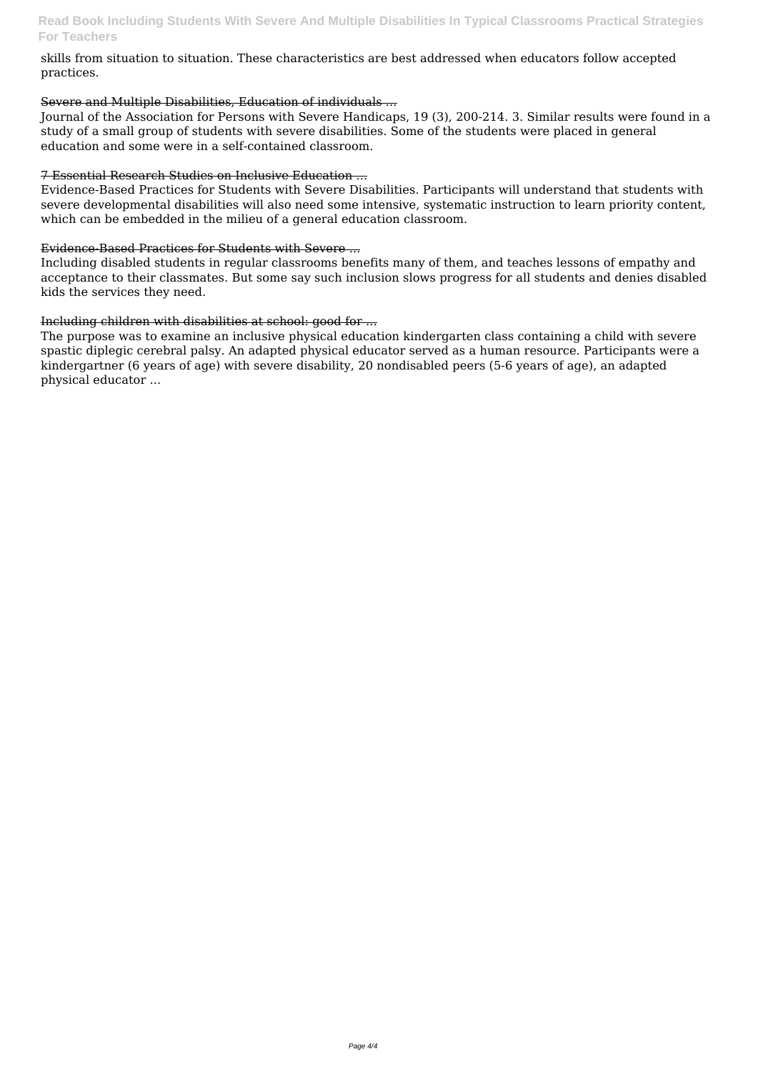skills from situation to situation. These characteristics are best addressed when educators follow accepted practices.

Severe and Multiple Disabilities, Education of individuals ...

Journal of the Association for Persons with Severe Handicaps, 19 (3), 200-214. 3. Similar results were found in a study of a small group of students with severe disabilities. Some of the students were placed in general education and some were in a self-contained classroom.

7 Essential Research Studies on Inclusive Education ...

Evidence-Based Practices for Students with Severe Disabilities. Participants will understand that students with severe developmental disabilities will also need some intensive, systematic instruction to learn priority content, which can be embedded in the milieu of a general education classroom.

Evidence-Based Practices for Students with Severe ...

Including disabled students in regular classrooms benefits many of them, and teaches lessons of empathy and acceptance to their classmates. But some say such inclusion slows progress for all students and denies disabled kids the services they need.

Including children with disabilities at school: good for ...

The purpose was to examine an inclusive physical education kindergarten class containing a child with severe spastic diplegic cerebral palsy. An adapted physical educator served as a human resource. Participants were a kindergartner (6 years of age) with severe disability, 20 nondisabled peers (5-6 years of age), an adapted physical educator ...